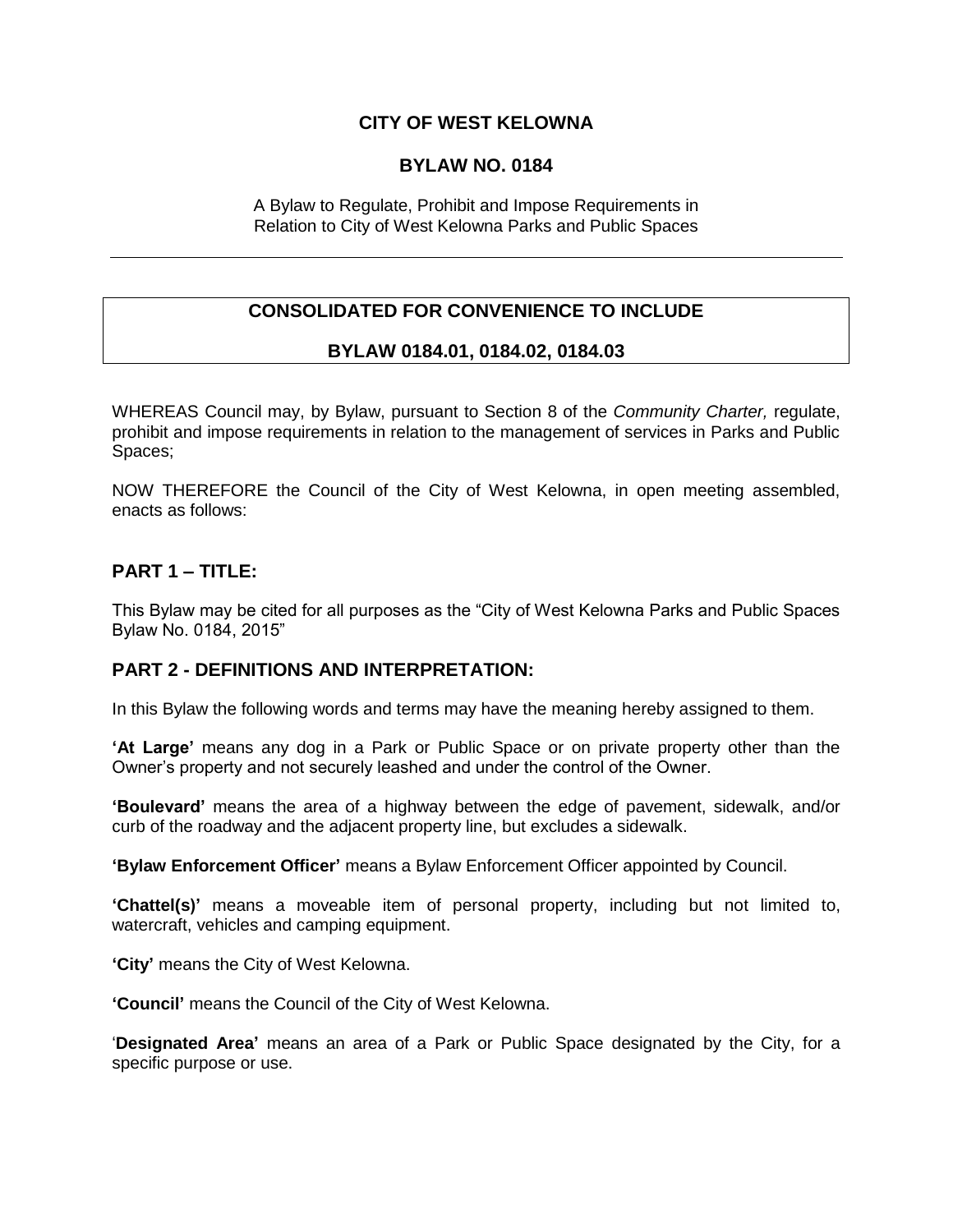# CITY OF WEST KELOWNA

## BYLAW NO. 0184

A Bylaw to Regulate, Prohibit and Impose Requirements in Relation to City of West Kelowna Parks and Public Spaces

---

**CONSOLIDATED FOR CONVENIENCE TO INCLUDE**

**BYLAW 0184.01, 0184.02, 0184.03**

WHEREAS Council may, by Bylaw, pursuant to Section 8 of the *Community Charter,* regulate, prohibit and impose requirements in relation to the management of services in Parks and Public Spaces;

NOW THEREFORE the Council of the City of West Kelowna, in open meeting assembled, enacts as follows:

## PART 1 – TITLE:

This Bylaw may be cited for all purposes as the "City of West Kelowna Parks and Public Spaces Bylaw No. 0184, 2015"

## PART 2 - DEFINITIONS AND INTERPRETATION:

In this Bylaw the following words and terms may have the meaning hereby assigned to them.

**'At Large'** means any dog in a Park or Public Space or on private property other than the Owner's property and not securely leashed and under the control of the Owner.

**'Boulevard'** means the area of a highway between the edge of pavement, sidewalk, and/or curb of the roadway and the adjacent property line, but excludes a sidewalk.

**'Bylaw Enforcement Officer'** means a Bylaw Enforcement Officer appointed by Council.

**'Chattel(s)'** means a moveable item of personal property, including but not limited to, watercraft, vehicles and camping equipment.

**'City'** means the City of West Kelowna.

**'Council'** means the Council of the City of West Kelowna.

'**Designated Area'** means an area of a Park or Public Space designated by the City, for a specific purpose or use.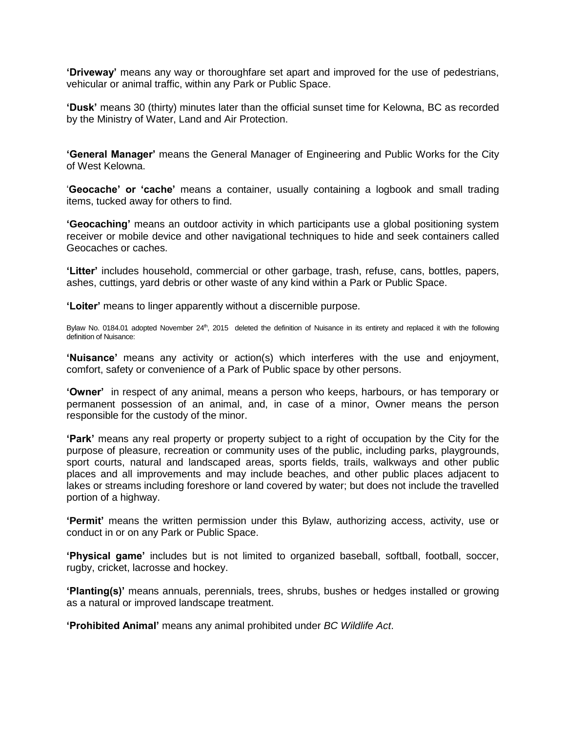**'Driveway'** means any way or thoroughfare set apart and improved for the use of pedestrians, vehicular or animal traffic, within any Park or Public Space.

**'Dusk'** means 30 (thirty) minutes later than the official sunset time for Kelowna, BC as recorded by the Ministry of Water, Land and Air Protection.

**'General Manager'** means the General Manager of Engineering and Public Works for the City of West Kelowna.

'**Geocache' or 'cache'** means a container, usually containing a logbook and small trading items, tucked away for others to find.

**'Geocaching'** means an outdoor activity in which participants use a global positioning system receiver or mobile device and other navigational techniques to hide and seek containers called Geocaches or caches.

**'Litter'** includes household, commercial or other garbage, trash, refuse, cans, bottles, papers, ashes, cuttings, yard debris or other waste of any kind within a Park or Public Space.

**'Loiter'** means to linger apparently without a discernible purpose.

Bylaw No. 0184.01 adopted November 24th, 2015 deleted the definition of Nuisance in its entirety and replaced it with the following definition of Nuisance:

**'Nuisance'** means any activity or action(s) which interferes with the use and enjoyment, comfort, safety or convenience of a Park of Public space by other persons.

**'Owner'** in respect of any animal, means a person who keeps, harbours, or has temporary or permanent possession of an animal, and, in case of a minor, Owner means the person responsible for the custody of the minor.

**'Park'** means any real property or property subject to a right of occupation by the City for the purpose of pleasure, recreation or community uses of the public, including parks, playgrounds, sport courts, natural and landscaped areas, sports fields, trails, walkways and other public places and all improvements and may include beaches, and other public places adjacent to lakes or streams including foreshore or land covered by water; but does not include the travelled portion of a highway.

**'Permit'** means the written permission under this Bylaw, authorizing access, activity, use or conduct in or on any Park or Public Space.

**'Physical game'** includes but is not limited to organized baseball, softball, football, soccer, rugby, cricket, lacrosse and hockey.

**'Planting(s)'** means annuals, perennials, trees, shrubs, bushes or hedges installed or growing as a natural or improved landscape treatment.

**'Prohibited Animal'** means any animal prohibited under *BC Wildlife Act*.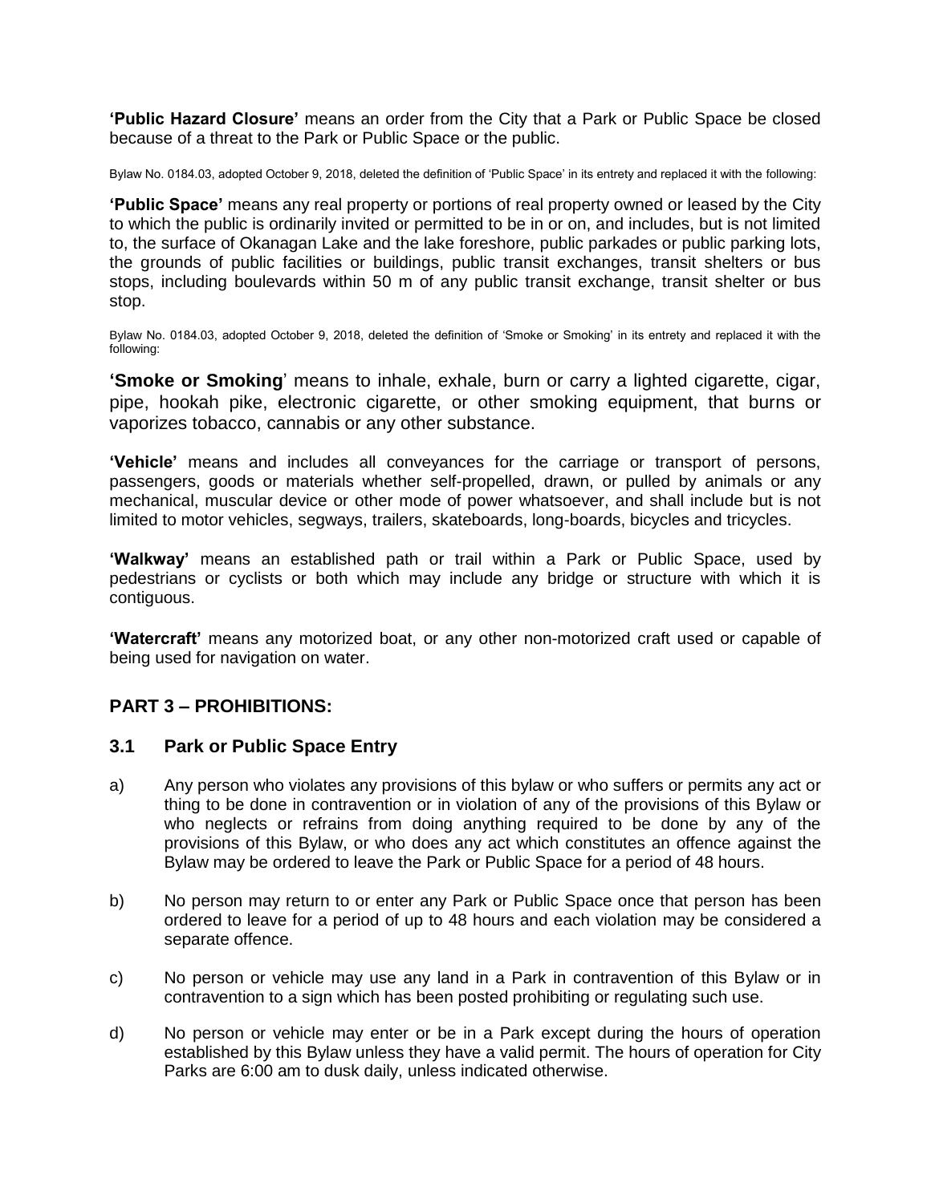**'Public Hazard Closure'** means an order from the City that a Park or Public Space be closed because of a threat to the Park or Public Space or the public.

Bylaw No. 0184.03, adopted October 9, 2018, deleted the definition of 'Public Space' in its entrety and replaced it with the following:

**'Public Space'** means any real property or portions of real property owned or leased by the City to which the public is ordinarily invited or permitted to be in or on, and includes, but is not limited to, the surface of Okanagan Lake and the lake foreshore, public parkades or public parking lots, the grounds of public facilities or buildings, public transit exchanges, transit shelters or bus stops, including boulevards within 50 m of any public transit exchange, transit shelter or bus stop.

Bylaw No. 0184.03, adopted October 9, 2018, deleted the definition of 'Smoke or Smoking' in its entrety and replaced it with the following:

**'Smoke or Smoking**' means to inhale, exhale, burn or carry a lighted cigarette, cigar, pipe, hookah pike, electronic cigarette, or other smoking equipment, that burns or vaporizes tobacco, cannabis or any other substance.

**'Vehicle'** means and includes all conveyances for the carriage or transport of persons, passengers, goods or materials whether self-propelled, drawn, or pulled by animals or any mechanical, muscular device or other mode of power whatsoever, and shall include but is not limited to motor vehicles, segways, trailers, skateboards, long-boards, bicycles and tricycles.

**'Walkway'** means an established path or trail within a Park or Public Space, used by pedestrians or cyclists or both which may include any bridge or structure with which it is contiguous.

**'Watercraft'** means any motorized boat, or any other non-motorized craft used or capable of being used for navigation on water.

## PART 3 – PROHIBITIONS:

### 3.1 Park or Public Space Entry

a) Any person who violates any provisions of this bylaw or who suffers or permits any act or thing to be done in contravention or in violation of any of the provisions of this Bylaw or who neglects or refrains from doing anything required to be done by any of the provisions of this Bylaw, or who does any act which constitutes an offence against the Bylaw may be ordered to leave the Park or Public Space for a period of 48 hours.

b) No person may return to or enter any Park or Public Space once that person has been ordered to leave for a period of up to 48 hours and each violation may be considered a separate offence.

c) No person or vehicle may use any land in a Park in contravention of this Bylaw or in contravention to a sign which has been posted prohibiting or regulating such use.

d) No person or vehicle may enter or be in a Park except during the hours of operation established by this Bylaw unless they have a valid permit. The hours of operation for City Parks are 6:00 am to dusk daily, unless indicated otherwise.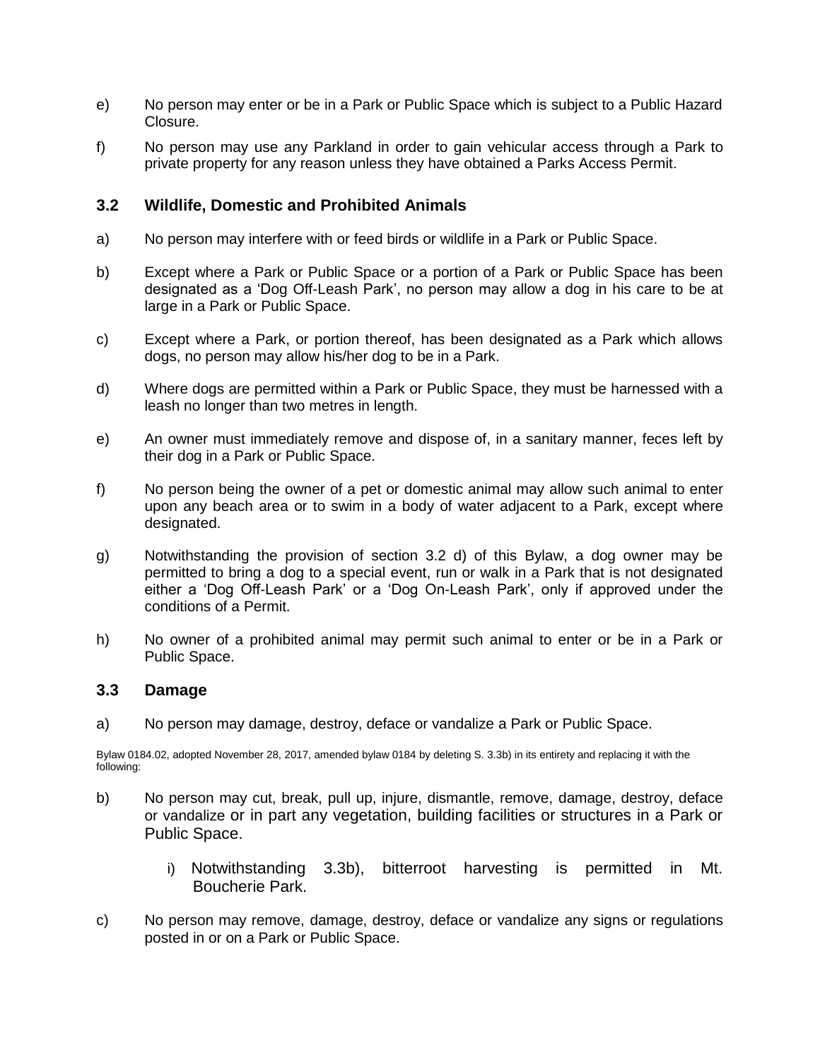e) No person may enter or be in a Park or Public Space which is subject to a Public Hazard Closure.

f) No person may use any Parkland in order to gain vehicular access through a Park to private property for any reason unless they have obtained a Parks Access Permit.

### 3.2 Wildlife, Domestic and Prohibited Animals

a) No person may interfere with or feed birds or wildlife in a Park or Public Space.

b) Except where a Park or Public Space or a portion of a Park or Public Space has been designated as a 'Dog Off-Leash Park', no person may allow a dog in his care to be at large in a Park or Public Space.

c) Except where a Park, or portion thereof, has been designated as a Park which allows dogs, no person may allow his/her dog to be in a Park.

d) Where dogs are permitted within a Park or Public Space, they must be harnessed with a leash no longer than two metres in length.

e) An owner must immediately remove and dispose of, in a sanitary manner, feces left by their dog in a Park or Public Space.

f) No person being the owner of a pet or domestic animal may allow such animal to enter upon any beach area or to swim in a body of water adjacent to a Park, except where designated.

g) Notwithstanding the provision of section 3.2 d) of this Bylaw, a dog owner may be permitted to bring a dog to a special event, run or walk in a Park that is not designated either a 'Dog Off-Leash Park' or a 'Dog On-Leash Park', only if approved under the conditions of a Permit.

h) No owner of a prohibited animal may permit such animal to enter or be in a Park or Public Space.

### 3.3 Damage

a) No person may damage, destroy, deface or vandalize a Park or Public Space.

Bylaw 0184.02, adopted November 28, 2017, amended bylaw 0184 by deleting S. 3.3b) in its entirety and replacing it with the following:

b) No person may cut, break, pull up, injure, dismantle, remove, damage, destroy, deface or vandalize or in part any vegetation, building facilities or structures in a Park or Public Space.

   i) Notwithstanding 3.3b), bitterroot harvesting is permitted in Mt. Boucherie Park.

c) No person may remove, damage, destroy, deface or vandalize any signs or regulations posted in or on a Park or Public Space.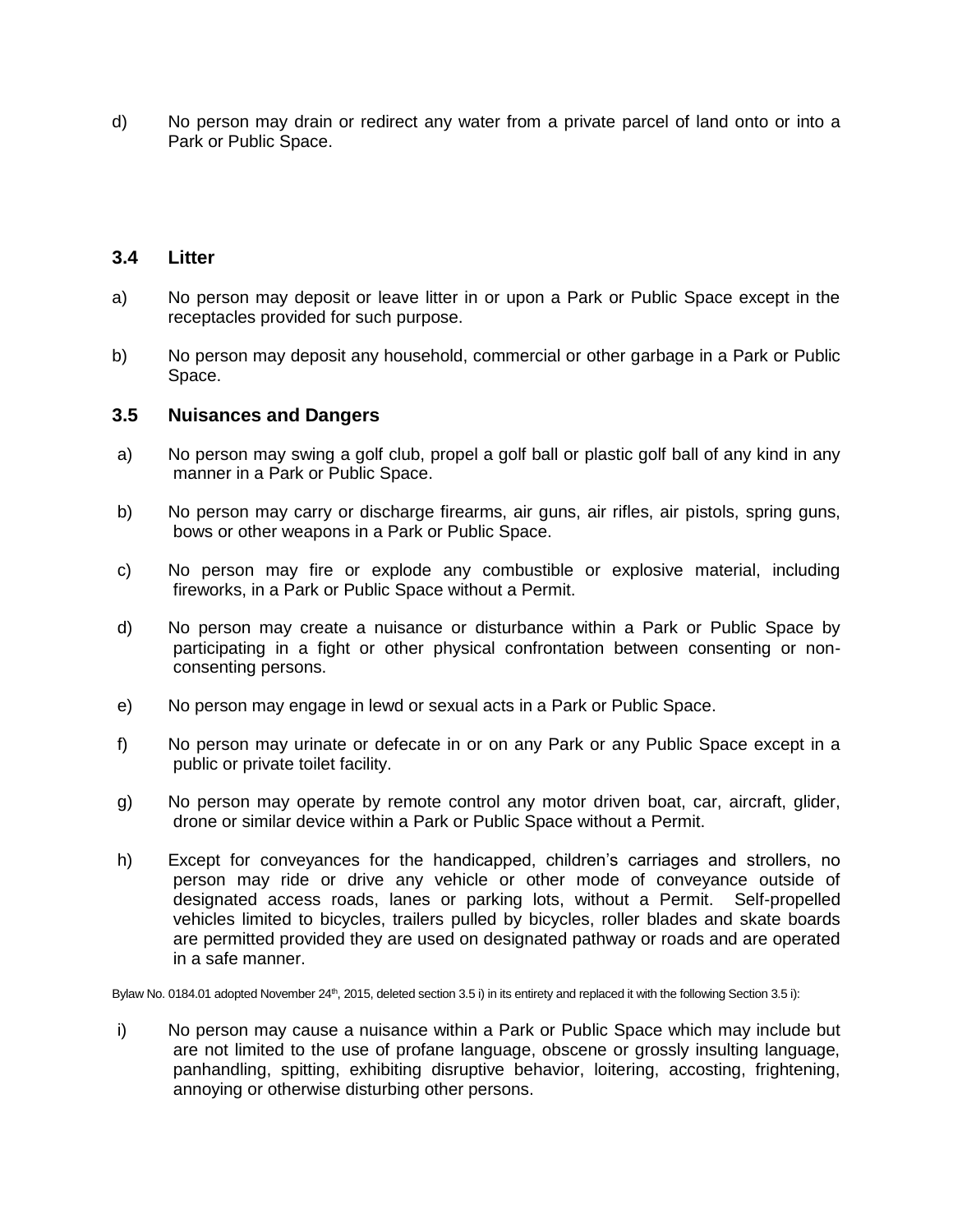d) No person may drain or redirect any water from a private parcel of land onto or into a Park or Public Space.

### 3.4 Litter

a) No person may deposit or leave litter in or upon a Park or Public Space except in the receptacles provided for such purpose.

b) No person may deposit any household, commercial or other garbage in a Park or Public Space.

### 3.5 Nuisances and Dangers

a) No person may swing a golf club, propel a golf ball or plastic golf ball of any kind in any manner in a Park or Public Space.

b) No person may carry or discharge firearms, air guns, air rifles, air pistols, spring guns, bows or other weapons in a Park or Public Space.

c) No person may fire or explode any combustible or explosive material, including fireworks, in a Park or Public Space without a Permit.

d) No person may create a nuisance or disturbance within a Park or Public Space by participating in a fight or other physical confrontation between consenting or non-consenting persons.

e) No person may engage in lewd or sexual acts in a Park or Public Space.

f) No person may urinate or defecate in or on any Park or any Public Space except in a public or private toilet facility.

g) No person may operate by remote control any motor driven boat, car, aircraft, glider, drone or similar device within a Park or Public Space without a Permit.

h) Except for conveyances for the handicapped, children's carriages and strollers, no person may ride or drive any vehicle or other mode of conveyance outside of designated access roads, lanes or parking lots, without a Permit. Self-propelled vehicles limited to bicycles, trailers pulled by bicycles, roller blades and skate boards are permitted provided they are used on designated pathway or roads and are operated in a safe manner.

Bylaw No. 0184.01 adopted November 24th, 2015, deleted section 3.5 i) in its entirety and replaced it with the following Section 3.5 i):

i) No person may cause a nuisance within a Park or Public Space which may include but are not limited to the use of profane language, obscene or grossly insulting language, panhandling, spitting, exhibiting disruptive behavior, loitering, accosting, frightening, annoying or otherwise disturbing other persons.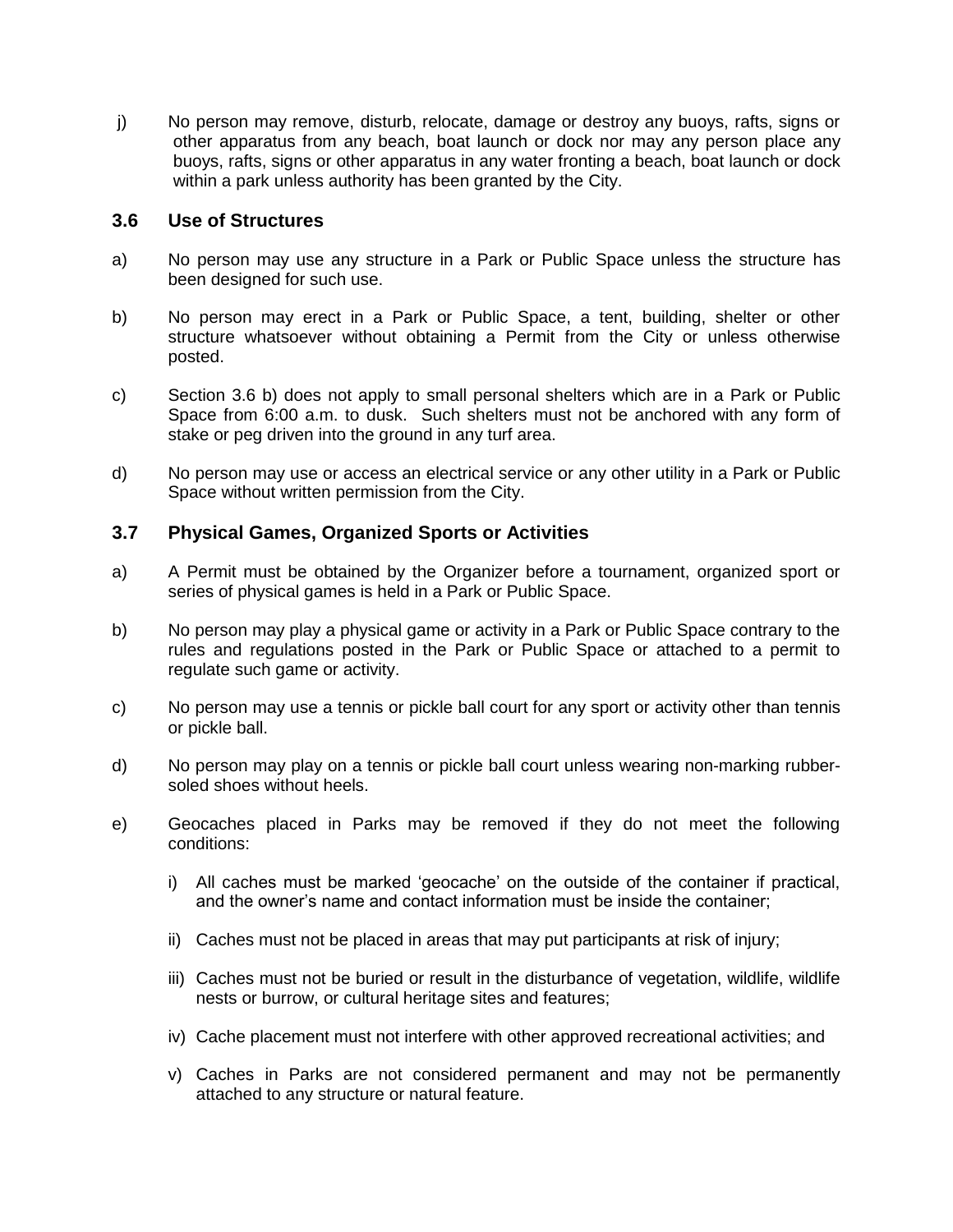j) No person may remove, disturb, relocate, damage or destroy any buoys, rafts, signs or other apparatus from any beach, boat launch or dock nor may any person place any buoys, rafts, signs or other apparatus in any water fronting a beach, boat launch or dock within a park unless authority has been granted by the City.

### 3.6 Use of Structures

a) No person may use any structure in a Park or Public Space unless the structure has been designed for such use.

b) No person may erect in a Park or Public Space, a tent, building, shelter or other structure whatsoever without obtaining a Permit from the City or unless otherwise posted.

c) Section 3.6 b) does not apply to small personal shelters which are in a Park or Public Space from 6:00 a.m. to dusk. Such shelters must not be anchored with any form of stake or peg driven into the ground in any turf area.

d) No person may use or access an electrical service or any other utility in a Park or Public Space without written permission from the City.

### 3.7 Physical Games, Organized Sports or Activities

a) A Permit must be obtained by the Organizer before a tournament, organized sport or series of physical games is held in a Park or Public Space.

b) No person may play a physical game or activity in a Park or Public Space contrary to the rules and regulations posted in the Park or Public Space or attached to a permit to regulate such game or activity.

c) No person may use a tennis or pickle ball court for any sport or activity other than tennis or pickle ball.

d) No person may play on a tennis or pickle ball court unless wearing non-marking rubber-soled shoes without heels.

e) Geocaches placed in Parks may be removed if they do not meet the following conditions:

   i) All caches must be marked 'geocache' on the outside of the container if practical, and the owner's name and contact information must be inside the container;

   ii) Caches must not be placed in areas that may put participants at risk of injury;

   iii) Caches must not be buried or result in the disturbance of vegetation, wildlife, wildlife nests or burrow, or cultural heritage sites and features;

   iv) Cache placement must not interfere with other approved recreational activities; and

   v) Caches in Parks are not considered permanent and may not be permanently attached to any structure or natural feature.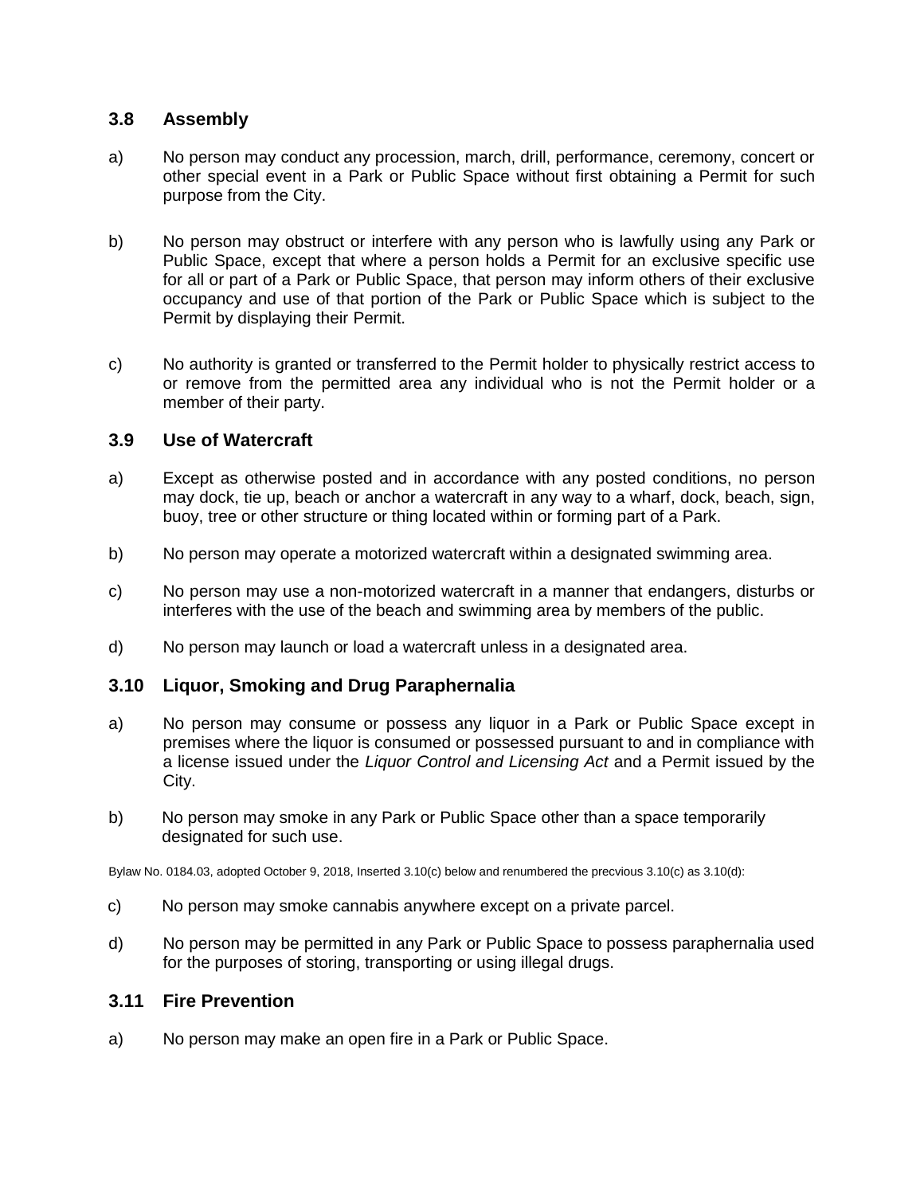## 3.8 Assembly

a) No person may conduct any procession, march, drill, performance, ceremony, concert or other special event in a Park or Public Space without first obtaining a Permit for such purpose from the City.

b) No person may obstruct or interfere with any person who is lawfully using any Park or Public Space, except that where a person holds a Permit for an exclusive specific use for all or part of a Park or Public Space, that person may inform others of their exclusive occupancy and use of that portion of the Park or Public Space which is subject to the Permit by displaying their Permit.

c) No authority is granted or transferred to the Permit holder to physically restrict access to or remove from the permitted area any individual who is not the Permit holder or a member of their party.

## 3.9 Use of Watercraft

a) Except as otherwise posted and in accordance with any posted conditions, no person may dock, tie up, beach or anchor a watercraft in any way to a wharf, dock, beach, sign, buoy, tree or other structure or thing located within or forming part of a Park.

b) No person may operate a motorized watercraft within a designated swimming area.

c) No person may use a non-motorized watercraft in a manner that endangers, disturbs or interferes with the use of the beach and swimming area by members of the public.

d) No person may launch or load a watercraft unless in a designated area.

## 3.10 Liquor, Smoking and Drug Paraphernalia

a) No person may consume or possess any liquor in a Park or Public Space except in premises where the liquor is consumed or possessed pursuant to and in compliance with a license issued under the *Liquor Control and Licensing Act* and a Permit issued by the City.

b) No person may smoke in any Park or Public Space other than a space temporarily designated for such use.

Bylaw No. 0184.03, adopted October 9, 2018, Inserted 3.10(c) below and renumbered the precvious 3.10(c) as 3.10(d):

c) No person may smoke cannabis anywhere except on a private parcel.

d) No person may be permitted in any Park or Public Space to possess paraphernalia used for the purposes of storing, transporting or using illegal drugs.

## 3.11 Fire Prevention

a) No person may make an open fire in a Park or Public Space.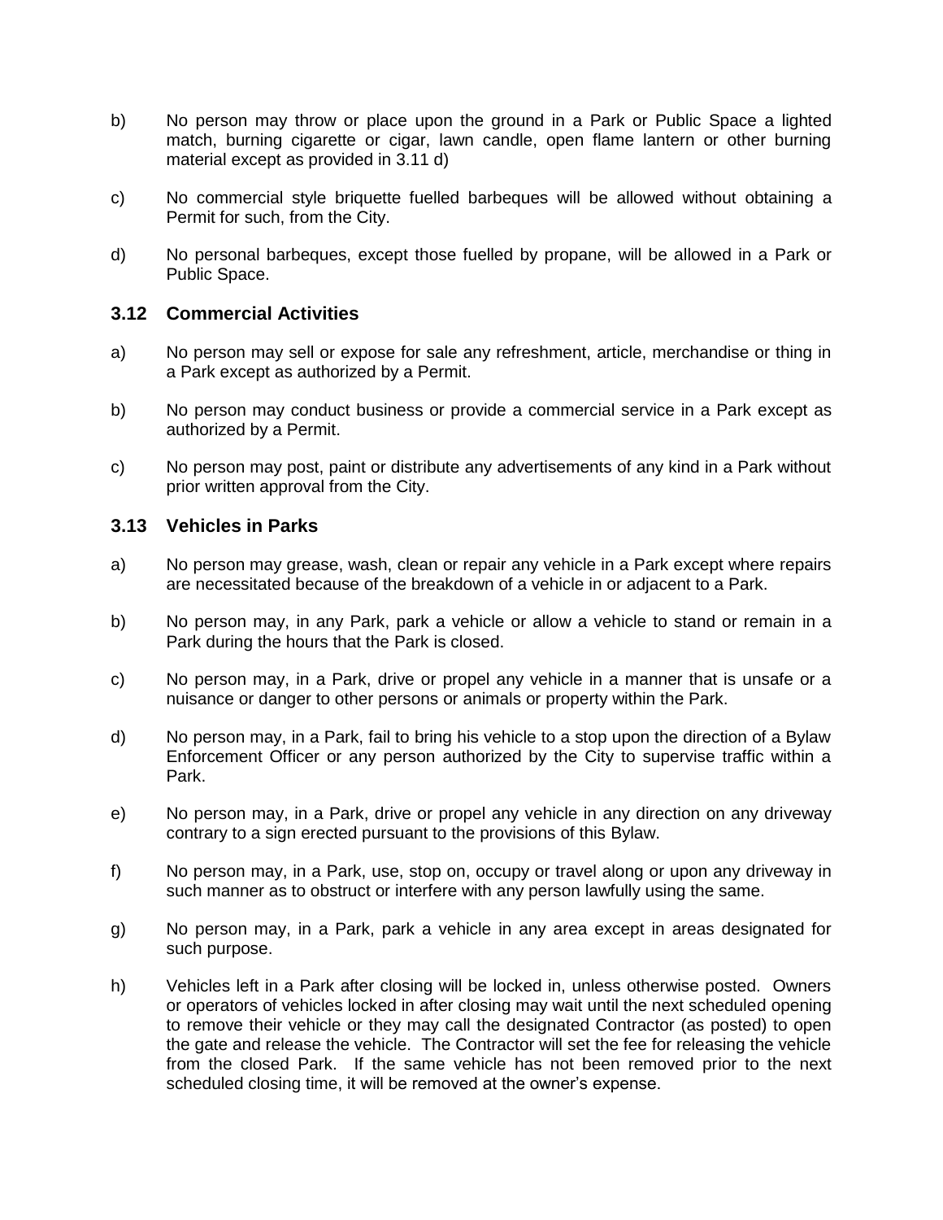b) No person may throw or place upon the ground in a Park or Public Space a lighted match, burning cigarette or cigar, lawn candle, open flame lantern or other burning material except as provided in 3.11 d)

c) No commercial style briquette fuelled barbeques will be allowed without obtaining a Permit for such, from the City.

d) No personal barbeques, except those fuelled by propane, will be allowed in a Park or Public Space.

### 3.12 Commercial Activities

a) No person may sell or expose for sale any refreshment, article, merchandise or thing in a Park except as authorized by a Permit.

b) No person may conduct business or provide a commercial service in a Park except as authorized by a Permit.

c) No person may post, paint or distribute any advertisements of any kind in a Park without prior written approval from the City.

### 3.13 Vehicles in Parks

a) No person may grease, wash, clean or repair any vehicle in a Park except where repairs are necessitated because of the breakdown of a vehicle in or adjacent to a Park.

b) No person may, in any Park, park a vehicle or allow a vehicle to stand or remain in a Park during the hours that the Park is closed.

c) No person may, in a Park, drive or propel any vehicle in a manner that is unsafe or a nuisance or danger to other persons or animals or property within the Park.

d) No person may, in a Park, fail to bring his vehicle to a stop upon the direction of a Bylaw Enforcement Officer or any person authorized by the City to supervise traffic within a Park.

e) No person may, in a Park, drive or propel any vehicle in any direction on any driveway contrary to a sign erected pursuant to the provisions of this Bylaw.

f) No person may, in a Park, use, stop on, occupy or travel along or upon any driveway in such manner as to obstruct or interfere with any person lawfully using the same.

g) No person may, in a Park, park a vehicle in any area except in areas designated for such purpose.

h) Vehicles left in a Park after closing will be locked in, unless otherwise posted. Owners or operators of vehicles locked in after closing may wait until the next scheduled opening to remove their vehicle or they may call the designated Contractor (as posted) to open the gate and release the vehicle. The Contractor will set the fee for releasing the vehicle from the closed Park. If the same vehicle has not been removed prior to the next scheduled closing time, it will be removed at the owner's expense.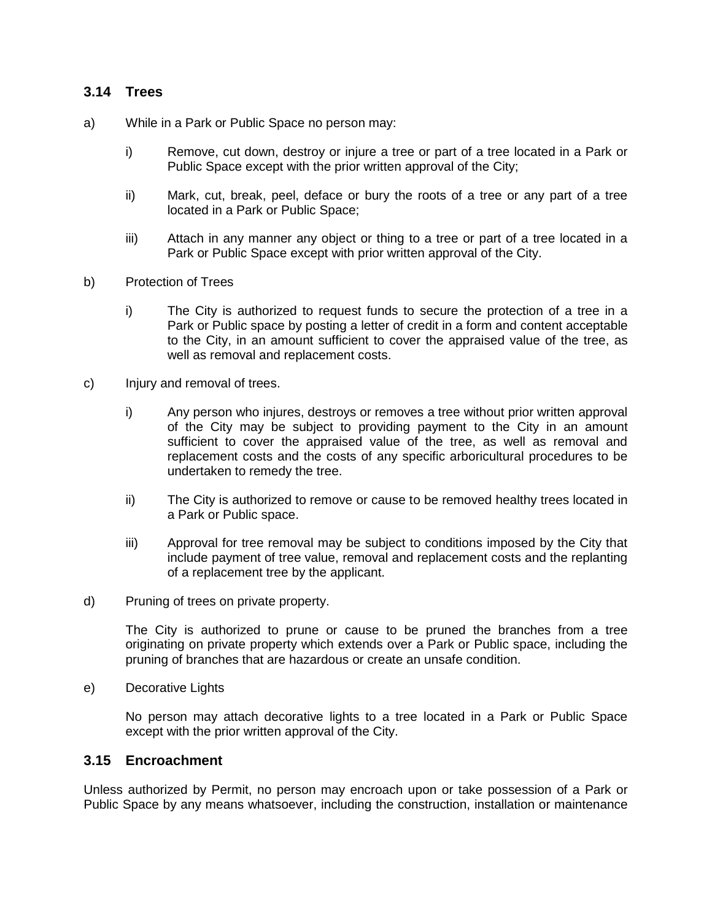## 3.14 Trees

a) While in a Park or Public Space no person may:

   i) Remove, cut down, destroy or injure a tree or part of a tree located in a Park or Public Space except with the prior written approval of the City;

   ii) Mark, cut, break, peel, deface or bury the roots of a tree or any part of a tree located in a Park or Public Space;

   iii) Attach in any manner any object or thing to a tree or part of a tree located in a Park or Public Space except with prior written approval of the City.

b) Protection of Trees

   i) The City is authorized to request funds to secure the protection of a tree in a Park or Public space by posting a letter of credit in a form and content acceptable to the City, in an amount sufficient to cover the appraised value of the tree, as well as removal and replacement costs.

c) Injury and removal of trees.

   i) Any person who injures, destroys or removes a tree without prior written approval of the City may be subject to providing payment to the City in an amount sufficient to cover the appraised value of the tree, as well as removal and replacement costs and the costs of any specific arboricultural procedures to be undertaken to remedy the tree.

   ii) The City is authorized to remove or cause to be removed healthy trees located in a Park or Public space.

   iii) Approval for tree removal may be subject to conditions imposed by the City that include payment of tree value, removal and replacement costs and the replanting of a replacement tree by the applicant.

d) Pruning of trees on private property.

   The City is authorized to prune or cause to be pruned the branches from a tree originating on private property which extends over a Park or Public space, including the pruning of branches that are hazardous or create an unsafe condition.

e) Decorative Lights

   No person may attach decorative lights to a tree located in a Park or Public Space except with the prior written approval of the City.

## 3.15 Encroachment

Unless authorized by Permit, no person may encroach upon or take possession of a Park or Public Space by any means whatsoever, including the construction, installation or maintenance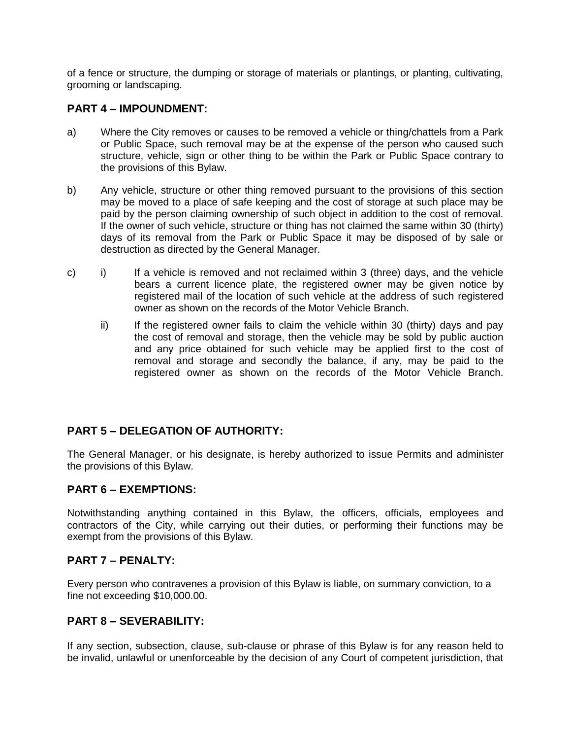of a fence or structure, the dumping or storage of materials or plantings, or planting, cultivating, grooming or landscaping.

## PART 4 – IMPOUNDMENT:

a) Where the City removes or causes to be removed a vehicle or thing/chattels from a Park or Public Space, such removal may be at the expense of the person who caused such structure, vehicle, sign or other thing to be within the Park or Public Space contrary to the provisions of this Bylaw.

b) Any vehicle, structure or other thing removed pursuant to the provisions of this section may be moved to a place of safe keeping and the cost of storage at such place may be paid by the person claiming ownership of such object in addition to the cost of removal. If the owner of such vehicle, structure or thing has not claimed the same within 30 (thirty) days of its removal from the Park or Public Space it may be disposed of by sale or destruction as directed by the General Manager.

c) i) If a vehicle is removed and not reclaimed within 3 (three) days, and the vehicle bears a current licence plate, the registered owner may be given notice by registered mail of the location of such vehicle at the address of such registered owner as shown on the records of the Motor Vehicle Branch.

   ii) If the registered owner fails to claim the vehicle within 30 (thirty) days and pay the cost of removal and storage, then the vehicle may be sold by public auction and any price obtained for such vehicle may be applied first to the cost of removal and storage and secondly the balance, if any, may be paid to the registered owner as shown on the records of the Motor Vehicle Branch.

## PART 5 – DELEGATION OF AUTHORITY:

The General Manager, or his designate, is hereby authorized to issue Permits and administer the provisions of this Bylaw.

## PART 6 – EXEMPTIONS:

Notwithstanding anything contained in this Bylaw, the officers, officials, employees and contractors of the City, while carrying out their duties, or performing their functions may be exempt from the provisions of this Bylaw.

## PART 7 – PENALTY:

Every person who contravenes a provision of this Bylaw is liable, on summary conviction, to a fine not exceeding $10,000.00.

## PART 8 – SEVERABILITY:

If any section, subsection, clause, sub-clause or phrase of this Bylaw is for any reason held to be invalid, unlawful or unenforceable by the decision of any Court of competent jurisdiction, that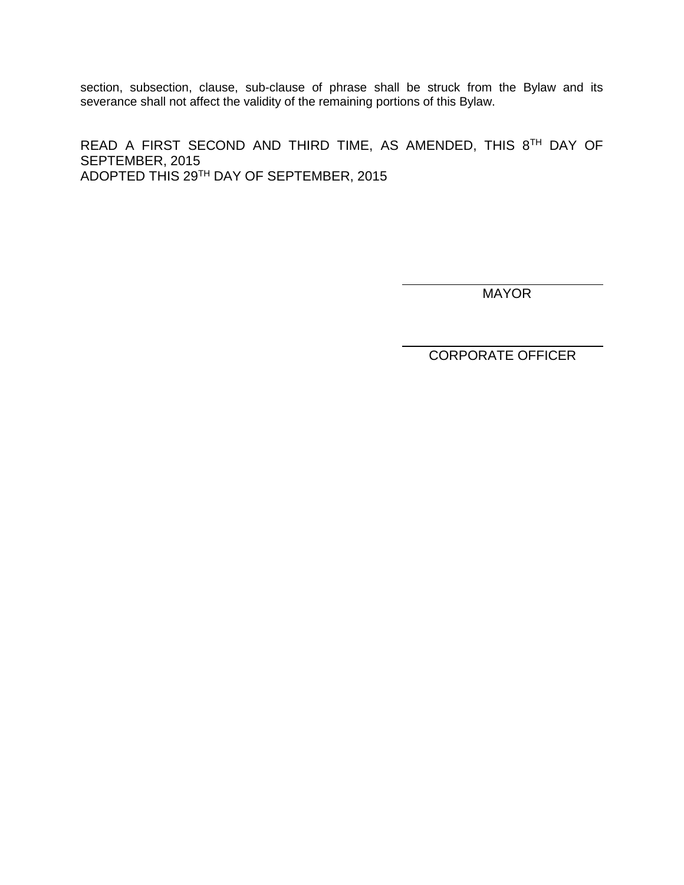section, subsection, clause, sub-clause of phrase shall be struck from the Bylaw and its severance shall not affect the validity of the remaining portions of this Bylaw.

READ A FIRST SECOND AND THIRD TIME, AS AMENDED, THIS 8TH DAY OF SEPTEMBER, 2015
ADOPTED THIS 29TH DAY OF SEPTEMBER, 2015

\_\_\_\_\_\_\_\_\_\_\_\_\_\_\_\_\_\_\_\_\_\_\_\_\_\_\_\_
MAYOR

\_\_\_\_\_\_\_\_\_\_\_\_\_\_\_\_\_\_\_\_\_\_\_\_\_\_\_\_
CORPORATE OFFICER